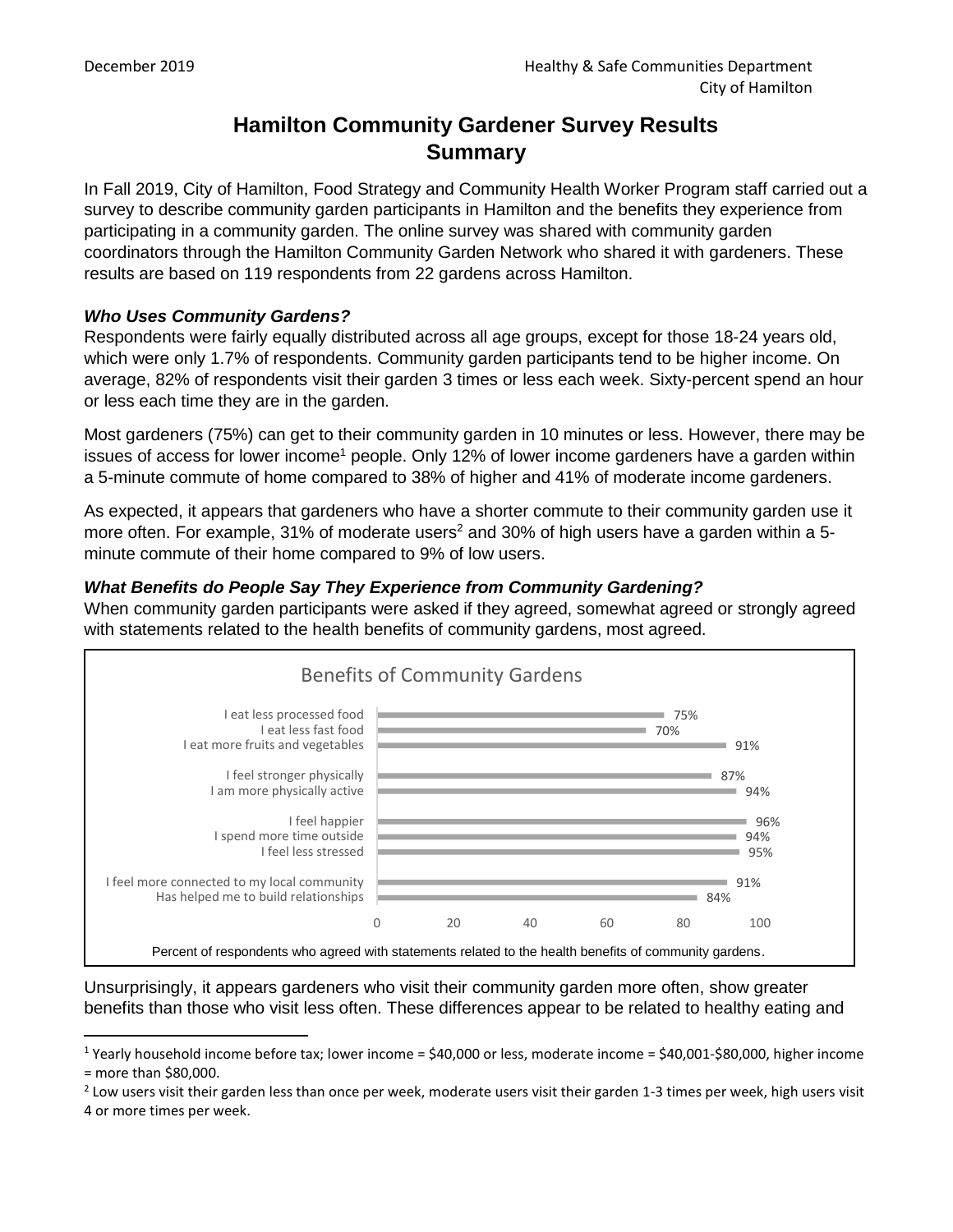December 2019

Healthy & Safe Communities Department
City of Hamilton

# Hamilton Community Gardener Survey Results Summary

In Fall 2019, City of Hamilton, Food Strategy and Community Health Worker Program staff carried out a survey to describe community garden participants in Hamilton and the benefits they experience from participating in a community garden. The online survey was shared with community garden coordinators through the Hamilton Community Garden Network who shared it with gardeners. These results are based on 119 respondents from 22 gardens across Hamilton.

### *Who Uses Community Gardens?*

Respondents were fairly equally distributed across all age groups, except for those 18-24 years old, which were only 1.7% of respondents. Community garden participants tend to be higher income. On average, 82% of respondents visit their garden 3 times or less each week. Sixty-percent spend an hour or less each time they are in the garden.

Most gardeners (75%) can get to their community garden in 10 minutes or less. However, there may be issues of access for lower income[1] people. Only 12% of lower income gardeners have a garden within a 5-minute commute of home compared to 38% of higher and 41% of moderate income gardeners.

As expected, it appears that gardeners who have a shorter commute to their community garden use it more often. For example, 31% of moderate users[2] and 30% of high users have a garden within a 5-minute commute of their home compared to 9% of low users.

### *What Benefits do People Say They Experience from Community Gardening?*

When community garden participants were asked if they agreed, somewhat agreed or strongly agreed with statements related to the health benefits of community gardens, most agreed.

**Benefits of Community Gardens**

| Statement | Percent |
|---|---|
| I eat less processed food | 75% |
| I eat less fast food | 70% |
| I eat more fruits and vegetables | 91% |
| I feel stronger physically | 87% |
| I am more physically active | 94% |
| I feel happier | 96% |
| I spend more time outside | 94% |
| I feel less stressed | 95% |
| I feel more connected to my local community | 91% |
| Has helped me to build relationships | 84% |

Percent of respondents who agreed with statements related to the health benefits of community gardens.

Unsurprisingly, it appears gardeners who visit their community garden more often, show greater benefits than those who visit less often. These differences appear to be related to healthy eating and

[1] Yearly household income before tax; lower income = $40,000 or less, moderate income = $40,001-$80,000, higher income = more than $80,000.

[2] Low users visit their garden less than once per week, moderate users visit their garden 1-3 times per week, high users visit 4 or more times per week.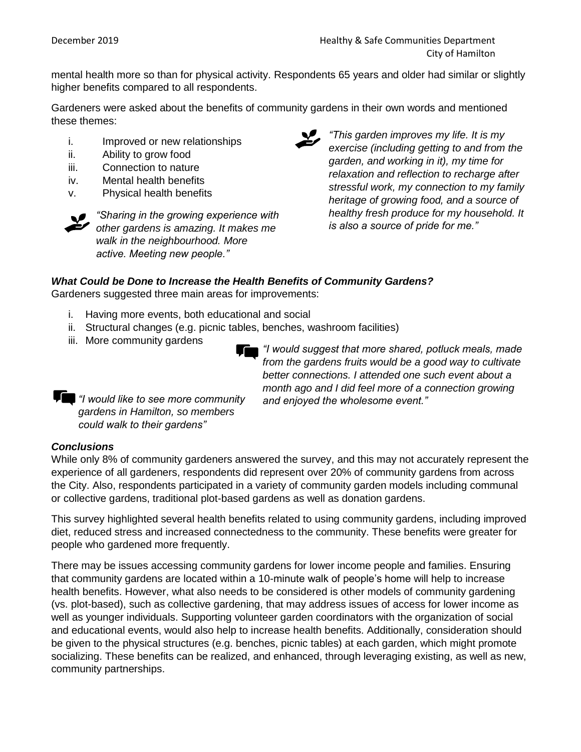mental health more so than for physical activity. Respondents 65 years and older had similar or slightly higher benefits compared to all respondents.

Gardeners were asked about the benefits of community gardens in their own words and mentioned these themes:

i. Improved or new relationships
ii. Ability to grow food
iii. Connection to nature
iv. Mental health benefits
v. Physical health benefits

*“Sharing in the growing experience with other gardens is amazing. It makes me walk in the neighbourhood. More active. Meeting new people.”*

*“This garden improves my life. It is my exercise (including getting to and from the garden, and working in it), my time for relaxation and reflection to recharge after stressful work, my connection to my family heritage of growing food, and a source of healthy fresh produce for my household. It is also a source of pride for me.”*

***What Could be Done to Increase the Health Benefits of Community Gardens?***

Gardeners suggested three main areas for improvements:

i. Having more events, both educational and social
ii. Structural changes (e.g. picnic tables, benches, washroom facilities)
iii. More community gardens

*“I would suggest that more shared, potluck meals, made from the gardens fruits would be a good way to cultivate better connections. I attended one such event about a month ago and I did feel more of a connection growing and enjoyed the wholesome event.”*

*“I would like to see more community gardens in Hamilton, so members could walk to their gardens”*

***Conclusions***

While only 8% of community gardeners answered the survey, and this may not accurately represent the experience of all gardeners, respondents did represent over 20% of community gardens from across the City. Also, respondents participated in a variety of community garden models including communal or collective gardens, traditional plot-based gardens as well as donation gardens.

This survey highlighted several health benefits related to using community gardens, including improved diet, reduced stress and increased connectedness to the community. These benefits were greater for people who gardened more frequently.

There may be issues accessing community gardens for lower income people and families. Ensuring that community gardens are located within a 10-minute walk of people’s home will help to increase health benefits. However, what also needs to be considered is other models of community gardening (vs. plot-based), such as collective gardening, that may address issues of access for lower income as well as younger individuals. Supporting volunteer garden coordinators with the organization of social and educational events, would also help to increase health benefits. Additionally, consideration should be given to the physical structures (e.g. benches, picnic tables) at each garden, which might promote socializing. These benefits can be realized, and enhanced, through leveraging existing, as well as new, community partnerships.